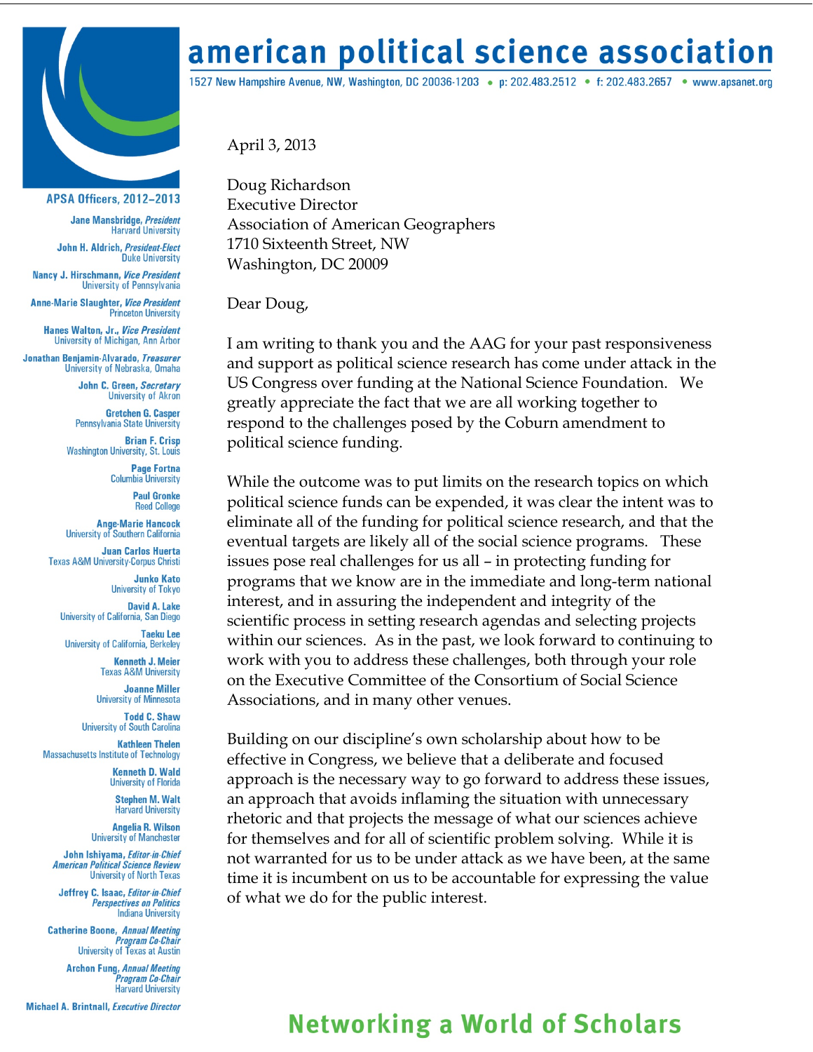# american political science association

1527 New Hampshire Avenue, NW, Washington, DC 20036-1203 • p: 202.483.2512 • f: 202.483.2657 • www.apsanet.org

**APSA Officers, 2012–2013**

**Jane Mansbridge**, *President*
Harvard University

**John H. Aldrich**, *President-Elect*
Duke University

**Nancy J. Hirschmann**, *Vice President*
University of Pennsylvania

**Anne-Marie Slaughter**, *Vice President*
Princeton University

**Hanes Walton, Jr.**, *Vice President*
University of Michigan, Ann Arbor

**Jonathan Benjamin-Alvarado**, *Treasurer*
University of Nebraska, Omaha

**John C. Green**, *Secretary*
University of Akron

**Gretchen G. Casper**
Pennsylvania State University

**Brian F. Crisp**
Washington University, St. Louis

**Page Fortna**
Columbia University

**Paul Gronke**
Reed College

**Ange-Marie Hancock**
University of Southern California

**Juan Carlos Huerta**
Texas A&M University-Corpus Christi

**Junko Kato**
University of Tokyo

**David A. Lake**
University of California, San Diego

**Taeku Lee**
University of California, Berkeley

**Kenneth J. Meier**
Texas A&M University

**Joanne Miller**
University of Minnesota

**Todd C. Shaw**
University of South Carolina

**Kathleen Thelen**
Massachusetts Institute of Technology

**Kenneth D. Wald**
University of Florida

**Stephen M. Walt**
Harvard University

**Angelia R. Wilson**
University of Manchester

**John Ishiyama**, *Editor-in-Chief*
*American Political Science Review*
University of North Texas

**Jeffrey C. Isaac**, *Editor-in-Chief*
*Perspectives on Politics*
Indiana University

**Catherine Boone**, *Annual Meeting Program Co-Chair*
University of Texas at Austin

**Archon Fung**, *Annual Meeting Program Co-Chair*
Harvard University

**Michael A. Brintnall**, *Executive Director*

April 3, 2013

Doug Richardson
Executive Director
Association of American Geographers
1710 Sixteenth Street, NW
Washington, DC 20009

Dear Doug,

I am writing to thank you and the AAG for your past responsiveness and support as political science research has come under attack in the US Congress over funding at the National Science Foundation. We greatly appreciate the fact that we are all working together to respond to the challenges posed by the Coburn amendment to political science funding.

While the outcome was to put limits on the research topics on which political science funds can be expended, it was clear the intent was to eliminate all of the funding for political science research, and that the eventual targets are likely all of the social science programs. These issues pose real challenges for us all – in protecting funding for programs that we know are in the immediate and long-term national interest, and in assuring the independent and integrity of the scientific process in setting research agendas and selecting projects within our sciences. As in the past, we look forward to continuing to work with you to address these challenges, both through your role on the Executive Committee of the Consortium of Social Science Associations, and in many other venues.

Building on our discipline's own scholarship about how to be effective in Congress, we believe that a deliberate and focused approach is the necessary way to go forward to address these issues, an approach that avoids inflaming the situation with unnecessary rhetoric and that projects the message of what our sciences achieve for themselves and for all of scientific problem solving. While it is not warranted for us to be under attack as we have been, at the same time it is incumbent on us to be accountable for expressing the value of what we do for the public interest.

**Networking a World of Scholars**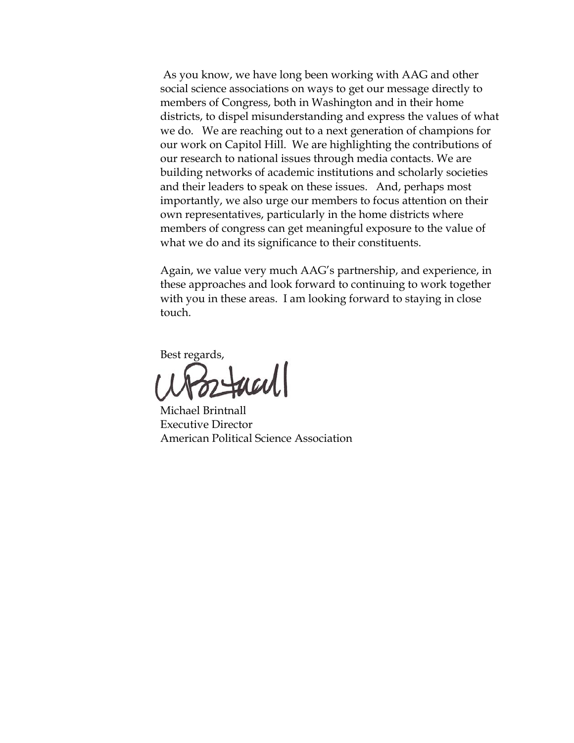As you know, we have long been working with AAG and other social science associations on ways to get our message directly to members of Congress, both in Washington and in their home districts, to dispel misunderstanding and express the values of what we do. We are reaching out to a next generation of champions for our work on Capitol Hill. We are highlighting the contributions of our research to national issues through media contacts. We are building networks of academic institutions and scholarly societies and their leaders to speak on these issues. And, perhaps most importantly, we also urge our members to focus attention on their own representatives, particularly in the home districts where members of congress can get meaningful exposure to the value of what we do and its significance to their constituents.

Again, we value very much AAG's partnership, and experience, in these approaches and look forward to continuing to work together with you in these areas. I am looking forward to staying in close touch.

Best regards,

Michael Brintnall
Executive Director
American Political Science Association